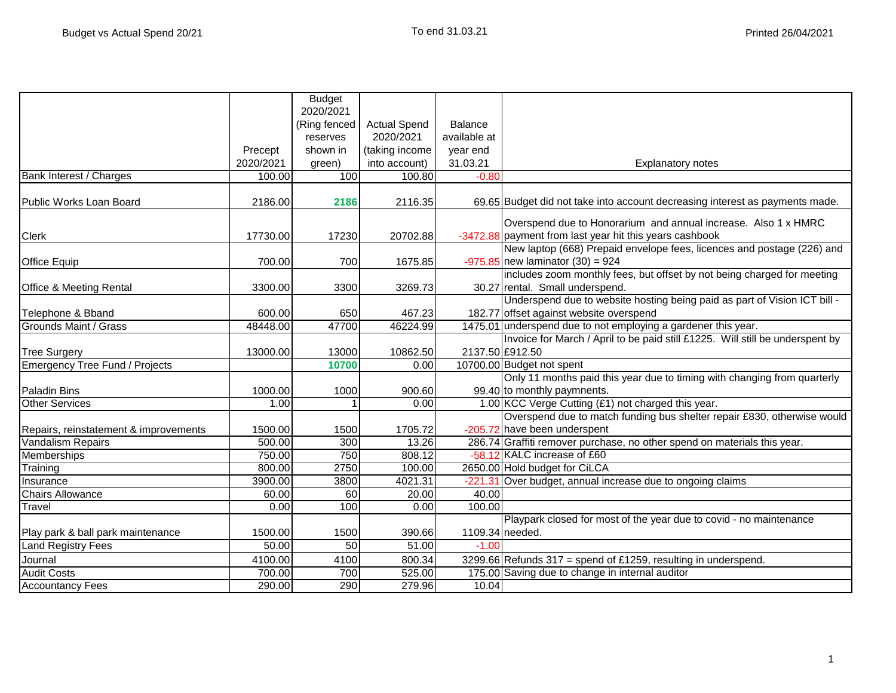Budget vs Actual Spend 20/21

To end 31.03.21

Printed 26/04/2021

| | Precept 2020/2021 | Budget 2020/2021 (Ring fenced reserves shown in green) | Actual Spend 2020/2021 (taking income into account) | Balance available at year end 31.03.21 | Explanatory notes |
|---|---|---|---|---|---|
| Bank Interest / Charges | 100.00 | 100 | 100.80 | -0.80 | |
| Public Works Loan Board | 2186.00 | **2186** | 2116.35 | 69.65 | Budget did not take into account decreasing interest as payments made. |
| Clerk | 17730.00 | 17230 | 20702.88 | -3472.88 | Overspend due to Honorarium and annual increase. Also 1 x HMRC payment from last year hit this years cashbook |
| Office Equip | 700.00 | 700 | 1675.85 | -975.85 | New laptop (668) Prepaid envelope fees, licences and postage (226) and new laminator (30) = 924 |
| Office & Meeting Rental | 3300.00 | 3300 | 3269.73 | 30.27 | includes zoom monthly fees, but offset by not being charged for meeting rental. Small underspend. |
| Telephone & Bband | 600.00 | 650 | 467.23 | 182.77 | Underspend due to website hosting being paid as part of Vision ICT bill - offset against website overspend |
| Grounds Maint / Grass | 48448.00 | 47700 | 46224.99 | 1475.01 | underspend due to not employing a gardener this year. |
| Tree Surgery | 13000.00 | 13000 | 10862.50 | 2137.50 | Invoice for March / April to be paid still £1225. Will still be underspent by £912.50 |
| Emergency Tree Fund / Projects | | **10700** | 0.00 | 10700.00 | Budget not spent |
| Paladin Bins | 1000.00 | 1000 | 900.60 | 99.40 | Only 11 months paid this year due to timing with changing from quarterly to monthly paymnents. |
| Other Services | 1.00 | 1 | 0.00 | 1.00 | KCC Verge Cutting (£1) not charged this year. |
| Repairs, reinstatement & improvements | 1500.00 | 1500 | 1705.72 | -205.72 | Overspend due to match funding bus shelter repair £830, otherwise would have been underspent |
| Vandalism Repairs | 500.00 | 300 | 13.26 | 286.74 | Graffiti remover purchase, no other spend on materials this year. |
| Memberships | 750.00 | 750 | 808.12 | -58.12 | KALC increase of £60 |
| Training | 800.00 | 2750 | 100.00 | 2650.00 | Hold budget for CiLCA |
| Insurance | 3900.00 | 3800 | 4021.31 | -221.31 | Over budget, annual increase due to ongoing claims |
| Chairs Allowance | 60.00 | 60 | 20.00 | 40.00 | |
| Travel | 0.00 | 100 | 0.00 | 100.00 | |
| Play park & ball park maintenance | 1500.00 | 1500 | 390.66 | 1109.34 | Playpark closed for most of the year due to covid - no maintenance needed. |
| Land Registry Fees | 50.00 | 50 | 51.00 | -1.00 | |
| Journal | 4100.00 | 4100 | 800.34 | 3299.66 | Refunds 317 = spend of £1259, resulting in underspend. |
| Audit Costs | 700.00 | 700 | 525.00 | 175.00 | Saving due to change in internal auditor |
| Accountancy Fees | 290.00 | 290 | 279.96 | 10.04 | |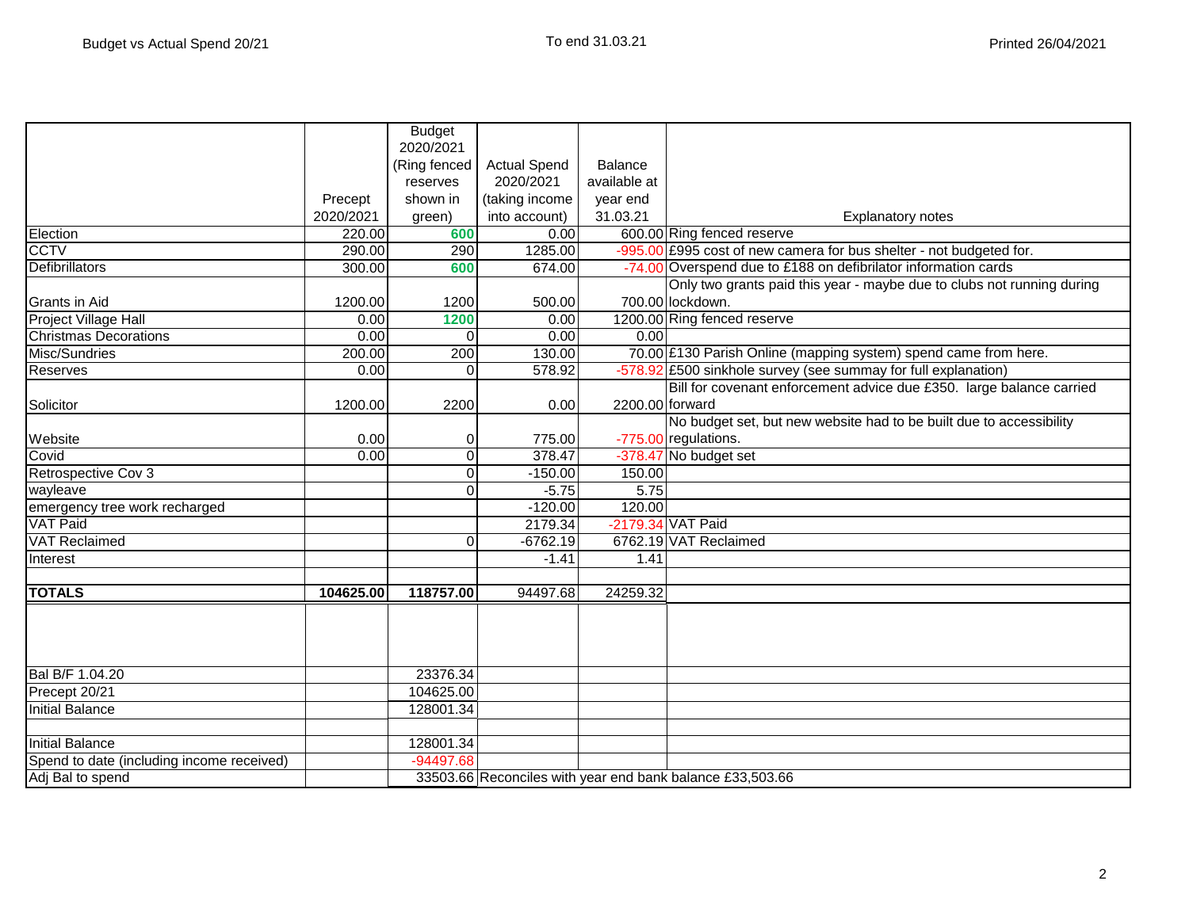Budget vs Actual Spend 20/21

To end 31.03.21

Printed 26/04/2021

| | Precept 2020/2021 | Budget 2020/2021 (Ring fenced reserves shown in green) | Actual Spend 2020/2021 (taking income into account) | Balance available at year end 31.03.21 | Explanatory notes |
|---|---|---|---|---|---|
| Election | 220.00 | 600 | 0.00 | 600.00 | Ring fenced reserve |
| CCTV | 290.00 | 290 | 1285.00 | -995.00 | £995 cost of new camera for bus shelter - not budgeted for. |
| Defibrillators | 300.00 | 600 | 674.00 | -74.00 | Overspend due to £188 on defibrilator information cards |
| Grants in Aid | 1200.00 | 1200 | 500.00 | 700.00 | Only two grants paid this year - maybe due to clubs not running during lockdown. |
| Project Village Hall | 0.00 | 1200 | 0.00 | 1200.00 | Ring fenced reserve |
| Christmas Decorations | 0.00 | 0 | 0.00 | 0.00 | |
| Misc/Sundries | 200.00 | 200 | 130.00 | 70.00 | £130 Parish Online (mapping system) spend came from here. |
| Reserves | 0.00 | 0 | 578.92 | -578.92 | £500 sinkhole survey (see summay for full explanation) |
| Solicitor | 1200.00 | 2200 | 0.00 | 2200.00 | Bill for covenant enforcement advice due £350. large balance carried forward |
| Website | 0.00 | 0 | 775.00 | -775.00 | No budget set, but new website had to be built due to accessibility regulations. |
| Covid | 0.00 | 0 | 378.47 | -378.47 | No budget set |
| Retrospective Cov 3 | | 0 | -150.00 | 150.00 | |
| wayleave | | 0 | -5.75 | 5.75 | |
| emergency tree work recharged | | | -120.00 | 120.00 | |
| VAT Paid | | | 2179.34 | -2179.34 | VAT Paid |
| VAT Reclaimed | | 0 | -6762.19 | 6762.19 | VAT Reclaimed |
| Interest | | | -1.41 | 1.41 | |
| | | | | | |
| **TOTALS** | **104625.00** | **118757.00** | 94497.68 | 24259.32 | |

| | | | |
|---|---|---|---|
| Bal B/F 1.04.20 | | 23376.34 | |
| Precept 20/21 | | 104625.00 | |
| Initial Balance | | 128001.34 | |
| | | | |
| Initial Balance | | 128001.34 | |
| Spend to date (including income received) | | -94497.68 | |
| Adj Bal to spend | | 33503.66 | Reconciles with year end bank balance £33,503.66 |